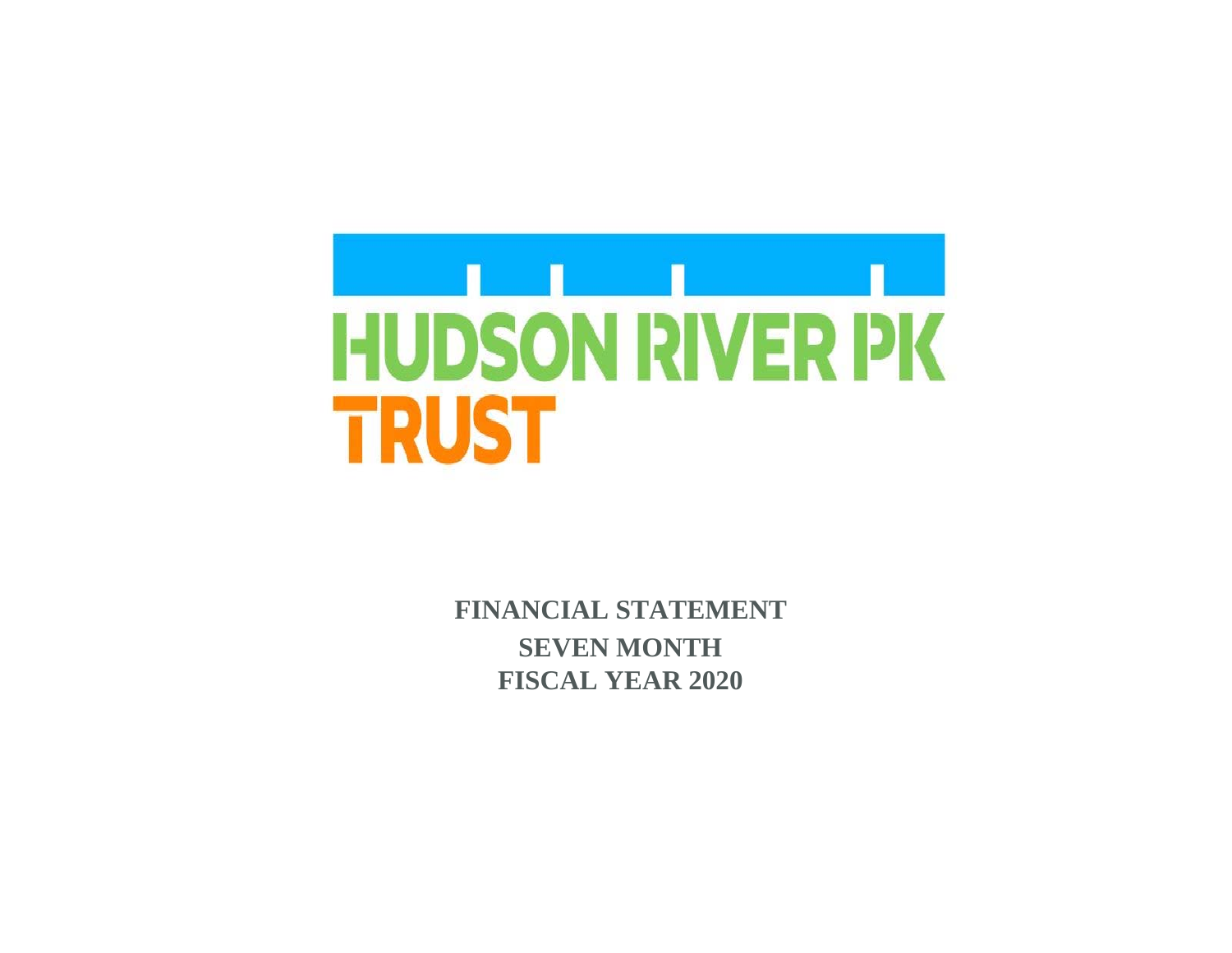HUDSON RIVER PK
TRUST

**FINANCIAL STATEMENT**
**SEVEN MONTH**
**FISCAL YEAR 2020**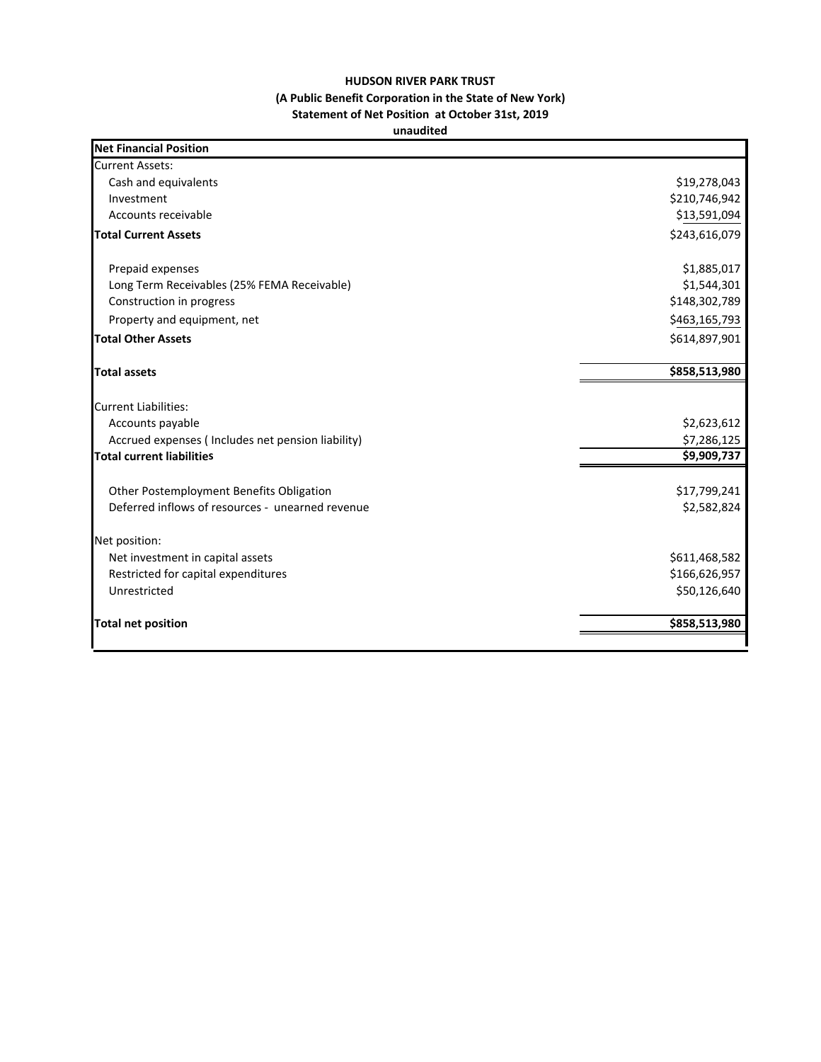**HUDSON RIVER PARK TRUST**

**(A Public Benefit Corporation in the State of New York)**

**Statement of Net Position at October 31st, 2019**

**unaudited**

| **Net Financial Position** | |
|---|---|
| Current Assets: | |
| Cash and equivalents | $19,278,043 |
| Investment | $210,746,942 |
| Accounts receivable | $13,591,094 |
| **Total Current Assets** | $243,616,079 |
| | |
| Prepaid expenses | $1,885,017 |
| Long Term Receivables (25% FEMA Receivable) | $1,544,301 |
| Construction in progress | $148,302,789 |
| Property and equipment, net | $463,165,793 |
| **Total Other Assets** | $614,897,901 |
| | |
| **Total assets** | **$858,513,980** |
| | |
| Current Liabilities: | |
| Accounts payable | $2,623,612 |
| Accrued expenses ( Includes net pension liability) | $7,286,125 |
| **Total current liabilities** | **$9,909,737** |
| | |
| Other Postemployment Benefits Obligation | $17,799,241 |
| Deferred inflows of resources - unearned revenue | $2,582,824 |
| | |
| Net position: | |
| Net investment in capital assets | $611,468,582 |
| Restricted for capital expenditures | $166,626,957 |
| Unrestricted | $50,126,640 |
| | |
| **Total net position** | **$858,513,980** |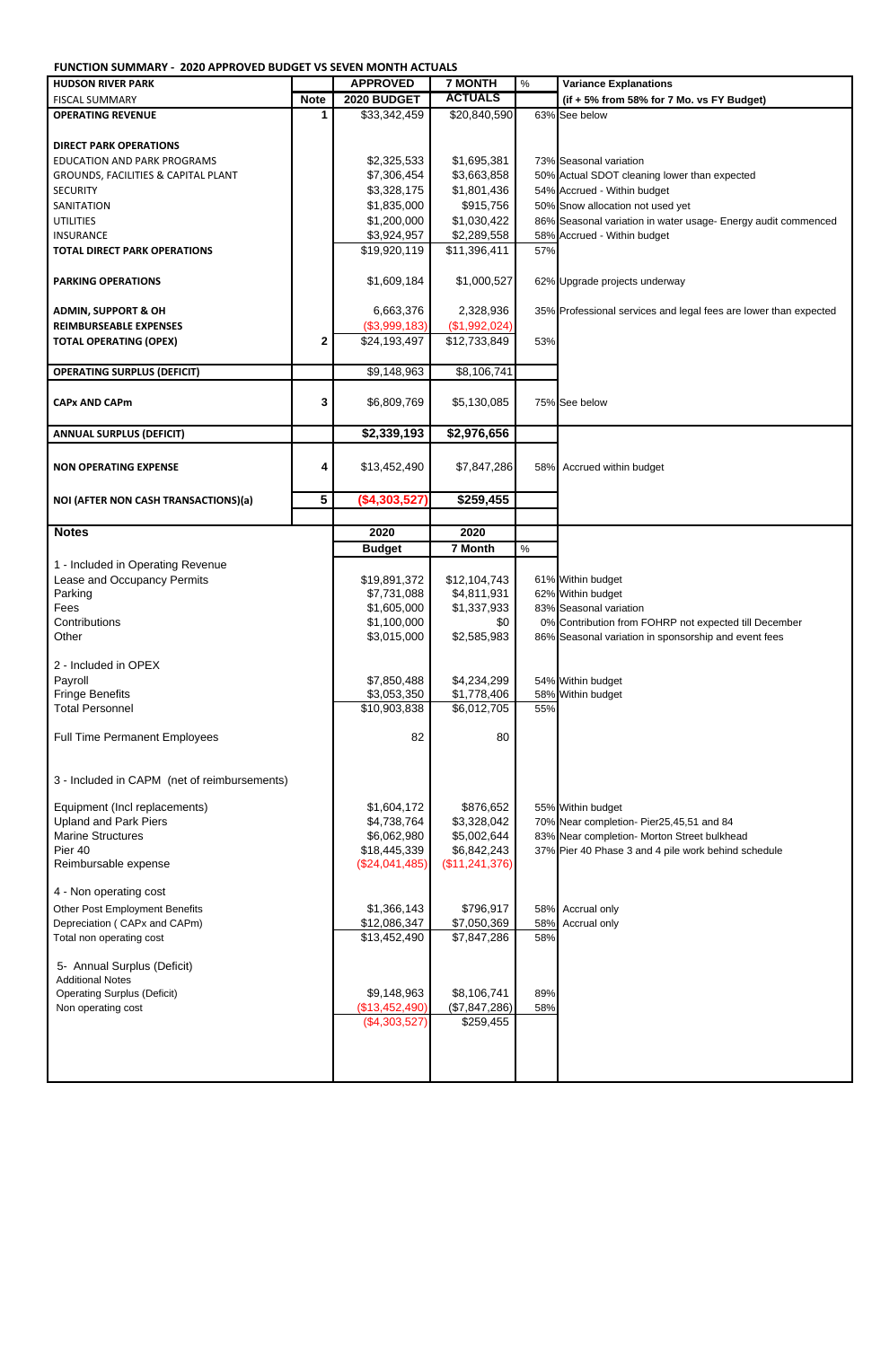**FUNCTION SUMMARY - 2020 APPROVED BUDGET VS SEVEN MONTH ACTUALS**

| HUDSON RIVER PARK | | APPROVED | 7 MONTH | % | Variance Explanations |
|---|---|---|---|---|---|
| FISCAL SUMMARY | Note | 2020 BUDGET | ACTUALS | | (if + 5% from 58% for 7 Mo. vs FY Budget) |
| OPERATING REVENUE | 1 | $33,342,459 | $20,840,590 | 63% | See below |
| | | | | | |
| DIRECT PARK OPERATIONS | | | | | |
| EDUCATION AND PARK PROGRAMS | | $2,325,533 | $1,695,381 | 73% | Seasonal variation |
| GROUNDS, FACILITIES & CAPITAL PLANT | | $7,306,454 | $3,663,858 | 50% | Actual SDOT cleaning lower than expected |
| SECURITY | | $3,328,175 | $1,801,436 | 54% | Accrued - Within budget |
| SANITATION | | $1,835,000 | $915,756 | 50% | Snow allocation not used yet |
| UTILITIES | | $1,200,000 | $1,030,422 | 86% | Seasonal variation in water usage- Energy audit commenced |
| INSURANCE | | $3,924,957 | $2,289,558 | 58% | Accrued - Within budget |
| TOTAL DIRECT PARK OPERATIONS | | $19,920,119 | $11,396,411 | 57% | |
| | | | | | |
| PARKING OPERATIONS | | $1,609,184 | $1,000,527 | 62% | Upgrade projects underway |
| | | | | | |
| ADMIN, SUPPORT & OH | | 6,663,376 | 2,328,936 | 35% | Professional services and legal fees are lower than expected |
| REIMBURSEABLE EXPENSES | | ($3,999,183) | ($1,992,024) | | |
| TOTAL OPERATING (OPEX) | 2 | $24,193,497 | $12,733,849 | 53% | |
| | | | | | |
| OPERATING SURPLUS (DEFICIT) | | $9,148,963 | $8,106,741 | | |
| | | | | | |
| CAPx AND CAPm | 3 | $6,809,769 | $5,130,085 | 75% | See below |
| | | | | | |
| ANNUAL SURPLUS (DEFICIT) | | $2,339,193 | $2,976,656 | | |
| | | | | | |
| NON OPERATING EXPENSE | 4 | $13,452,490 | $7,847,286 | 58% | Accrued within budget |
| | | | | | |
| NOI (AFTER NON CASH TRANSACTIONS)(a) | 5 | ($4,303,527) | $259,455 | | |

| Notes | 2020 Budget | 2020 7 Month | % | |
|---|---|---|---|---|
| 1 - Included in Operating Revenue | | | | |
| Lease and Occupancy Permits | $19,891,372 | $12,104,743 | 61% | Within budget |
| Parking | $7,731,088 | $4,811,931 | 62% | Within budget |
| Fees | $1,605,000 | $1,337,933 | 83% | Seasonal variation |
| Contributions | $1,100,000 | $0 | 0% | Contribution from FOHRP not expected till December |
| Other | $3,015,000 | $2,585,983 | 86% | Seasonal variation in sponsorship and event fees |
| | | | | |
| 2 - Included in OPEX | | | | |
| Payroll | $7,850,488 | $4,234,299 | 54% | Within budget |
| Fringe Benefits | $3,053,350 | $1,778,406 | 58% | Within budget |
| Total Personnel | $10,903,838 | $6,012,705 | 55% | |
| | | | | |
| Full Time Permanent Employees | 82 | 80 | | |
| | | | | |
| 3 - Included in CAPM (net of reimbursements) | | | | |
| | | | | |
| Equipment (Incl replacements) | $1,604,172 | $876,652 | 55% | Within budget |
| Upland and Park Piers | $4,738,764 | $3,328,042 | 70% | Near completion- Pier25,45,51 and 84 |
| Marine Structures | $6,062,980 | $5,002,644 | 83% | Near completion- Morton Street bulkhead |
| Pier 40 | $18,445,339 | $6,842,243 | 37% | Pier 40 Phase 3 and 4 pile work behind schedule |
| Reimbursable expense | ($24,041,485) | ($11,241,376) | | |
| | | | | |
| 4 - Non operating cost | | | | |
| Other Post Employment Benefits | $1,366,143 | $796,917 | 58% | Accrual only |
| Depreciation ( CAPx and CAPm) | $12,086,347 | $7,050,369 | 58% | Accrual only |
| Total non operating cost | $13,452,490 | $7,847,286 | 58% | |
| | | | | |
| 5- Annual Surplus (Deficit) | | | | |
| Additional Notes | | | | |
| Operating Surplus (Deficit) | $9,148,963 | $8,106,741 | 89% | |
| Non operating cost | ($13,452,490) | ($7,847,286) | 58% | |
| | ($4,303,527) | $259,455 | | |